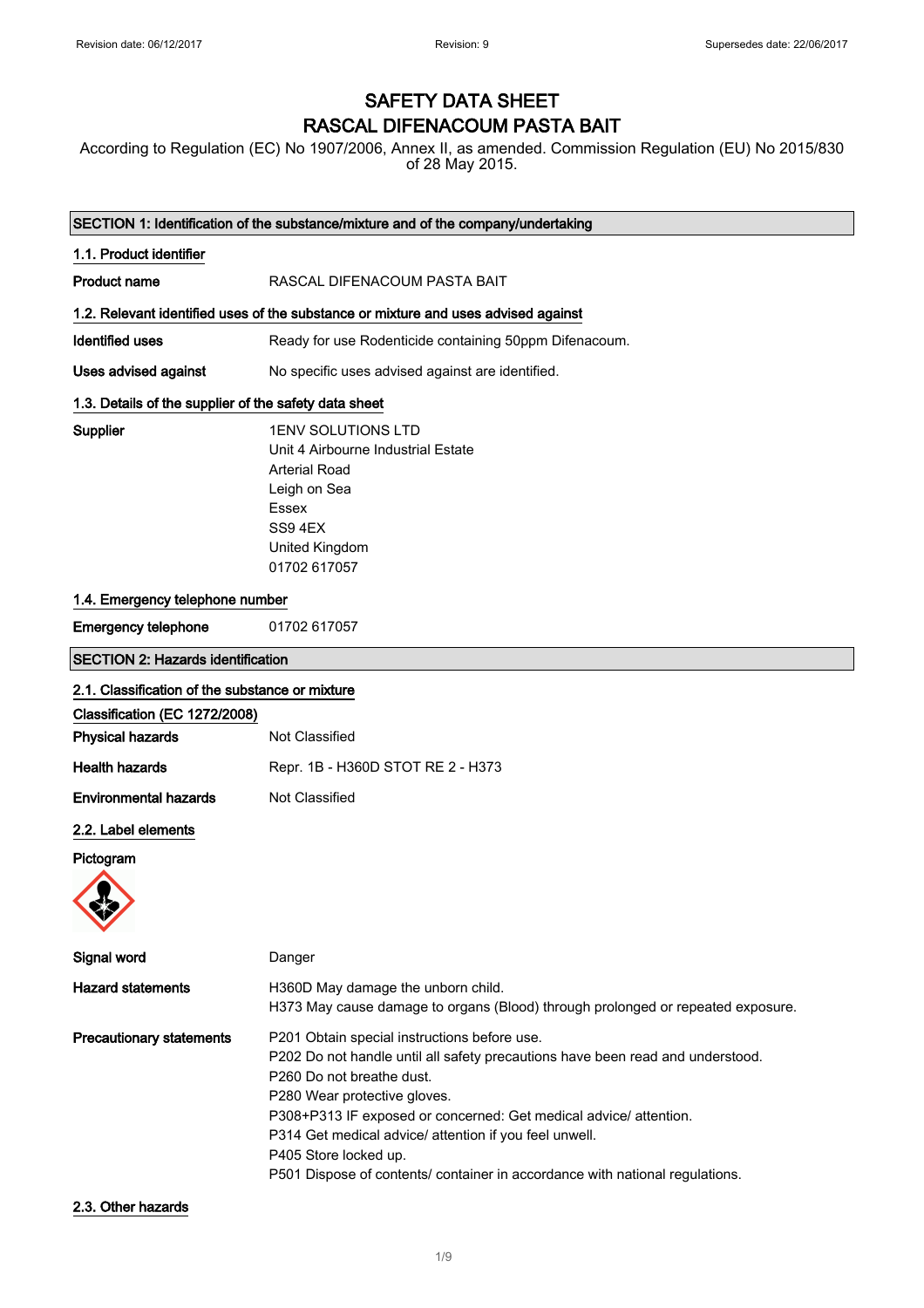Revision date: 06/12/2017 Revision: 9 Supersedes date: 22/06/2017

# SAFETY DATA SHEET
# RASCAL DIFENACOUM PASTA BAIT

According to Regulation (EC) No 1907/2006, Annex II, as amended. Commission Regulation (EU) No 2015/830 of 28 May 2015.

## SECTION 1: Identification of the substance/mixture and of the company/undertaking

### 1.1. Product identifier

**Product name** RASCAL DIFENACOUM PASTA BAIT

### 1.2. Relevant identified uses of the substance or mixture and uses advised against

**Identified uses** Ready for use Rodenticide containing 50ppm Difenacoum.

**Uses advised against** No specific uses advised against are identified.

### 1.3. Details of the supplier of the safety data sheet

**Supplier**
1ENV SOLUTIONS LTD
Unit 4 Airbourne Industrial Estate
Arterial Road
Leigh on Sea
Essex
SS9 4EX
United Kingdom
01702 617057

### 1.4. Emergency telephone number

**Emergency telephone** 01702 617057

## SECTION 2: Hazards identification

### 2.1. Classification of the substance or mixture

**Classification (EC 1272/2008)**

**Physical hazards** Not Classified

**Health hazards** Repr. 1B - H360D STOT RE 2 - H373

**Environmental hazards** Not Classified

### 2.2. Label elements

**Pictogram**

**Signal word** Danger

**Hazard statements**
H360D May damage the unborn child.
H373 May cause damage to organs (Blood) through prolonged or repeated exposure.

**Precautionary statements**
P201 Obtain special instructions before use.
P202 Do not handle until all safety precautions have been read and understood.
P260 Do not breathe dust.
P280 Wear protective gloves.
P308+P313 IF exposed or concerned: Get medical advice/ attention.
P314 Get medical advice/ attention if you feel unwell.
P405 Store locked up.
P501 Dispose of contents/ container in accordance with national regulations.

### 2.3. Other hazards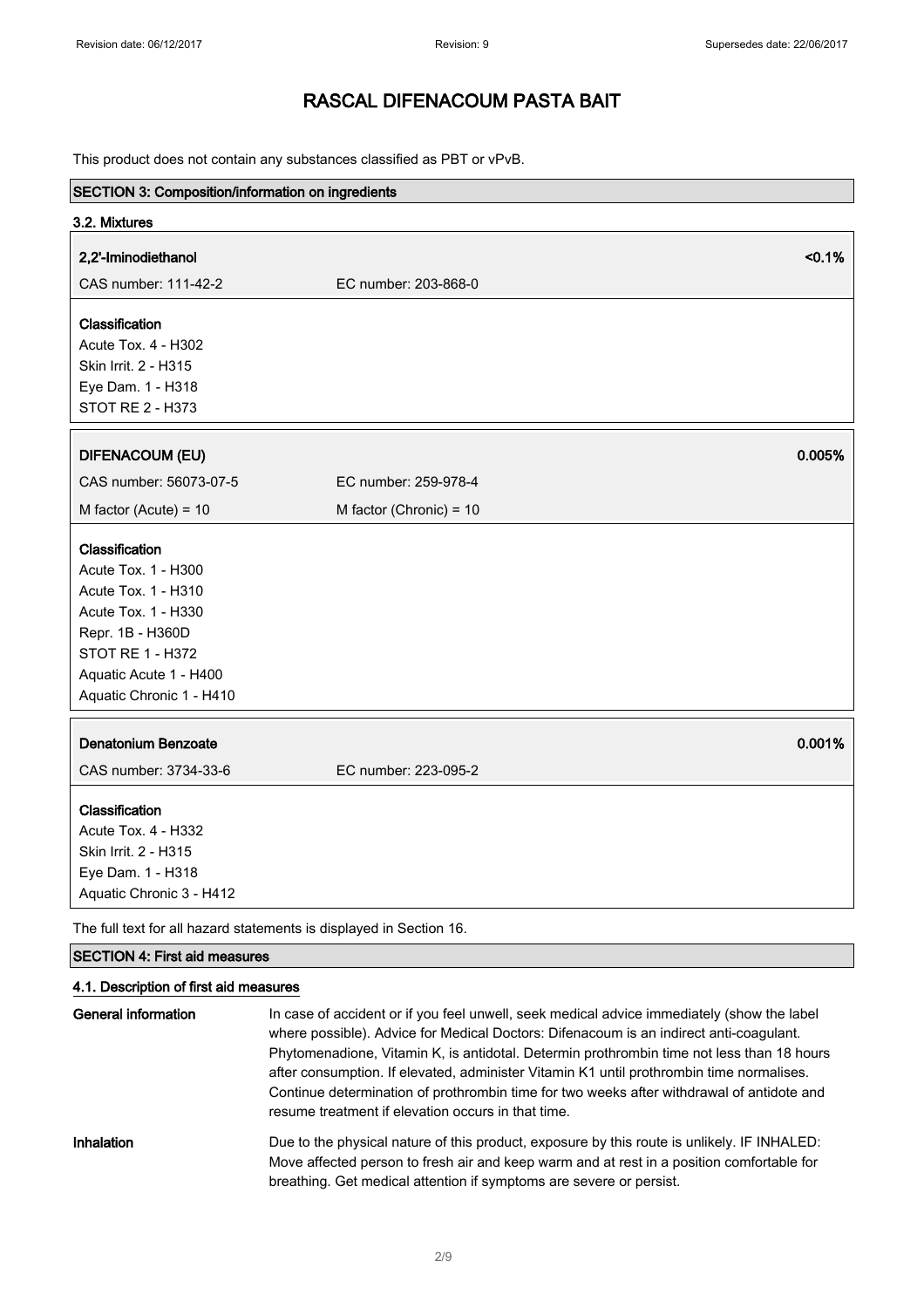This product does not contain any substances classified as PBT or vPvB.

## SECTION 3: Composition/information on ingredients

### 3.2. Mixtures

**2,2'-Iminodiethanol** <0.1%

CAS number: 111-42-2 EC number: 203-868-0

**Classification**
Acute Tox. 4 - H302
Skin Irrit. 2 - H315
Eye Dam. 1 - H318
STOT RE 2 - H373

**DIFENACOUM (EU)** 0.005%

CAS number: 56073-07-5 EC number: 259-978-4

M factor (Acute) = 10 M factor (Chronic) = 10

**Classification**
Acute Tox. 1 - H300
Acute Tox. 1 - H310
Acute Tox. 1 - H330
Repr. 1B - H360D
STOT RE 1 - H372
Aquatic Acute 1 - H400
Aquatic Chronic 1 - H410

**Denatonium Benzoate** 0.001%

CAS number: 3734-33-6 EC number: 223-095-2

**Classification**
Acute Tox. 4 - H332
Skin Irrit. 2 - H315
Eye Dam. 1 - H318
Aquatic Chronic 3 - H412

The full text for all hazard statements is displayed in Section 16.

## SECTION 4: First aid measures

### 4.1. Description of first aid measures

**General information** In case of accident or if you feel unwell, seek medical advice immediately (show the label where possible). Advice for Medical Doctors: Difenacoum is an indirect anti-coagulant. Phytomenadione, Vitamin K, is antidotal. Determin prothrombin time not less than 18 hours after consumption. If elevated, administer Vitamin K1 until prothrombin time normalises. Continue determination of prothrombin time for two weeks after withdrawal of antidote and resume treatment if elevation occurs in that time.

**Inhalation** Due to the physical nature of this product, exposure by this route is unlikely. IF INHALED: Move affected person to fresh air and keep warm and at rest in a position comfortable for breathing. Get medical attention if symptoms are severe or persist.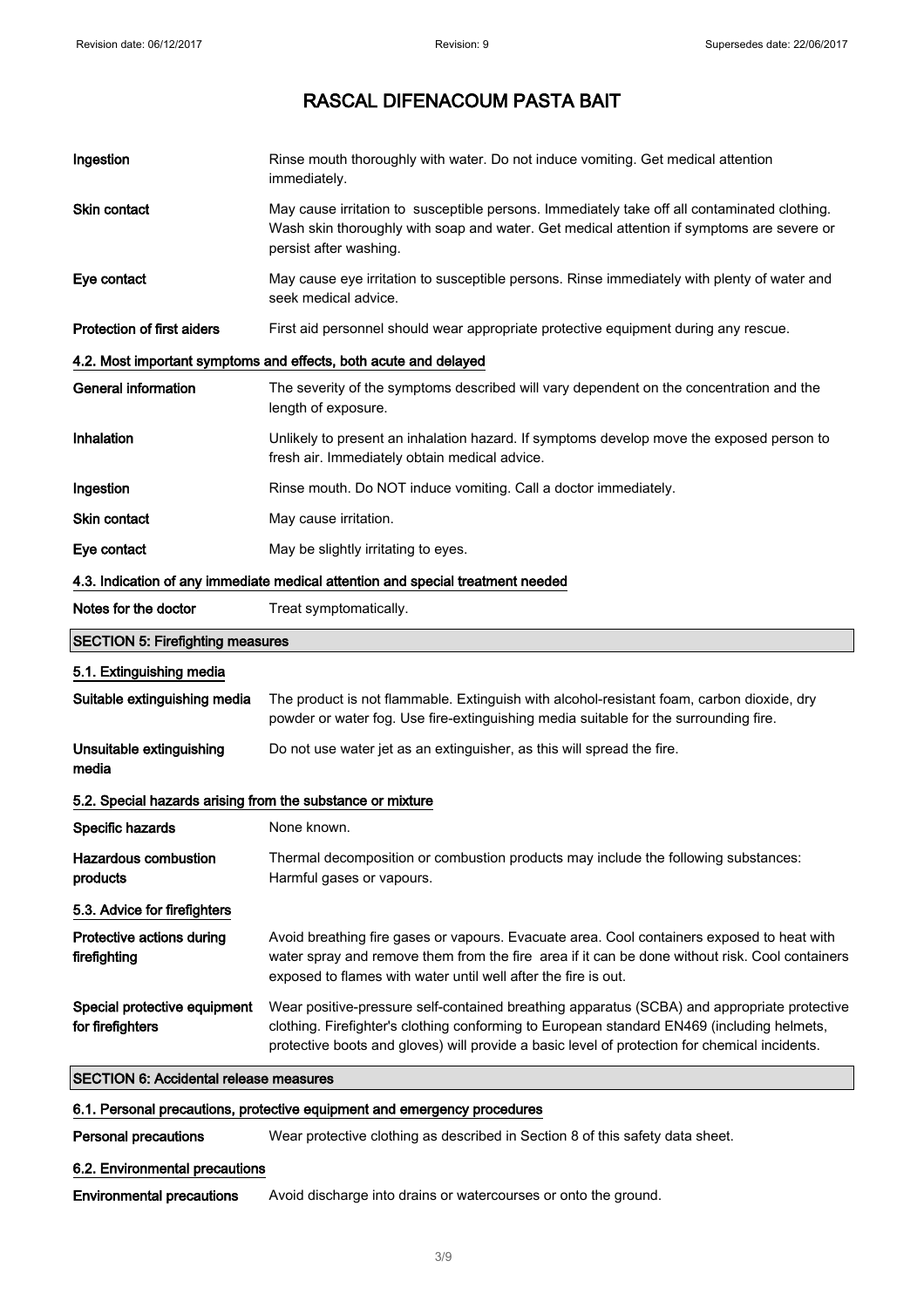| | |
|---|---|
| **Ingestion** | Rinse mouth thoroughly with water. Do not induce vomiting. Get medical attention immediately. |
| **Skin contact** | May cause irritation to susceptible persons. Immediately take off all contaminated clothing. Wash skin thoroughly with soap and water. Get medical attention if symptoms are severe or persist after washing. |
| **Eye contact** | May cause eye irritation to susceptible persons. Rinse immediately with plenty of water and seek medical advice. |
| **Protection of first aiders** | First aid personnel should wear appropriate protective equipment during any rescue. |

### 4.2. Most important symptoms and effects, both acute and delayed

| | |
|---|---|
| **General information** | The severity of the symptoms described will vary dependent on the concentration and the length of exposure. |
| **Inhalation** | Unlikely to present an inhalation hazard. If symptoms develop move the exposed person to fresh air. Immediately obtain medical advice. |
| **Ingestion** | Rinse mouth. Do NOT induce vomiting. Call a doctor immediately. |
| **Skin contact** | May cause irritation. |
| **Eye contact** | May be slightly irritating to eyes. |

### 4.3. Indication of any immediate medical attention and special treatment needed

| | |
|---|---|
| **Notes for the doctor** | Treat symptomatically. |

## SECTION 5: Firefighting measures

### 5.1. Extinguishing media

| | |
|---|---|
| **Suitable extinguishing media** | The product is not flammable. Extinguish with alcohol-resistant foam, carbon dioxide, dry powder or water fog. Use fire-extinguishing media suitable for the surrounding fire. |
| **Unsuitable extinguishing media** | Do not use water jet as an extinguisher, as this will spread the fire. |

### 5.2. Special hazards arising from the substance or mixture

| | |
|---|---|
| **Specific hazards** | None known. |
| **Hazardous combustion products** | Thermal decomposition or combustion products may include the following substances: Harmful gases or vapours. |

### 5.3. Advice for firefighters

| | |
|---|---|
| **Protective actions during firefighting** | Avoid breathing fire gases or vapours. Evacuate area. Cool containers exposed to heat with water spray and remove them from the fire area if it can be done without risk. Cool containers exposed to flames with water until well after the fire is out. |
| **Special protective equipment for firefighters** | Wear positive-pressure self-contained breathing apparatus (SCBA) and appropriate protective clothing. Firefighter's clothing conforming to European standard EN469 (including helmets, protective boots and gloves) will provide a basic level of protection for chemical incidents. |

## SECTION 6: Accidental release measures

### 6.1. Personal precautions, protective equipment and emergency procedures

| | |
|---|---|
| **Personal precautions** | Wear protective clothing as described in Section 8 of this safety data sheet. |

### 6.2. Environmental precautions

| | |
|---|---|
| **Environmental precautions** | Avoid discharge into drains or watercourses or onto the ground. |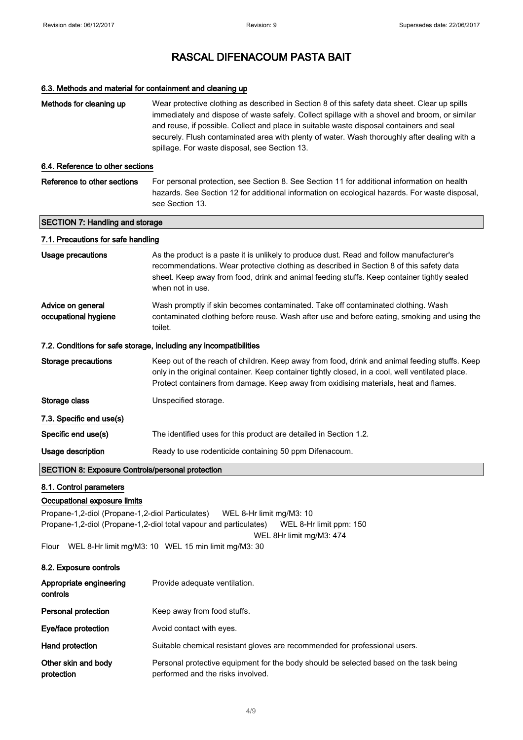# RASCAL DIFENACOUM PASTA BAIT

### 6.3. Methods and material for containment and cleaning up

**Methods for cleaning up**
Wear protective clothing as described in Section 8 of this safety data sheet. Clear up spills immediately and dispose of waste safely. Collect spillage with a shovel and broom, or similar and reuse, if possible. Collect and place in suitable waste disposal containers and seal securely. Flush contaminated area with plenty of water. Wash thoroughly after dealing with a spillage. For waste disposal, see Section 13.

### 6.4. Reference to other sections

**Reference to other sections**
For personal protection, see Section 8. See Section 11 for additional information on health hazards. See Section 12 for additional information on ecological hazards. For waste disposal, see Section 13.

## SECTION 7: Handling and storage

### 7.1. Precautions for safe handling

**Usage precautions**
As the product is a paste it is unlikely to produce dust. Read and follow manufacturer's recommendations. Wear protective clothing as described in Section 8 of this safety data sheet. Keep away from food, drink and animal feeding stuffs. Keep container tightly sealed when not in use.

**Advice on general occupational hygiene**
Wash promptly if skin becomes contaminated. Take off contaminated clothing. Wash contaminated clothing before reuse. Wash after use and before eating, smoking and using the toilet.

### 7.2. Conditions for safe storage, including any incompatibilities

**Storage precautions**
Keep out of the reach of children. Keep away from food, drink and animal feeding stuffs. Keep only in the original container. Keep container tightly closed, in a cool, well ventilated place. Protect containers from damage. Keep away from oxidising materials, heat and flames.

**Storage class**
Unspecified storage.

### 7.3. Specific end use(s)

**Specific end use(s)**
The identified uses for this product are detailed in Section 1.2.

**Usage description**
Ready to use rodenticide containing 50 ppm Difenacoum.

## SECTION 8: Exposure Controls/personal protection

### 8.1. Control parameters

**Occupational exposure limits**

Propane-1,2-diol (Propane-1,2-diol Particulates) WEL 8-Hr limit mg/M3: 10
Propane-1,2-diol (Propane-1,2-diol total vapour and particulates) WEL 8-Hr limit ppm: 150
WEL 8Hr limit mg/M3: 474
Flour WEL 8-Hr limit mg/M3: 10 WEL 15 min limit mg/M3: 30

### 8.2. Exposure controls

**Appropriate engineering controls**
Provide adequate ventilation.

**Personal protection**
Keep away from food stuffs.

**Eye/face protection**
Avoid contact with eyes.

**Hand protection**
Suitable chemical resistant gloves are recommended for professional users.

**Other skin and body protection**
Personal protective equipment for the body should be selected based on the task being performed and the risks involved.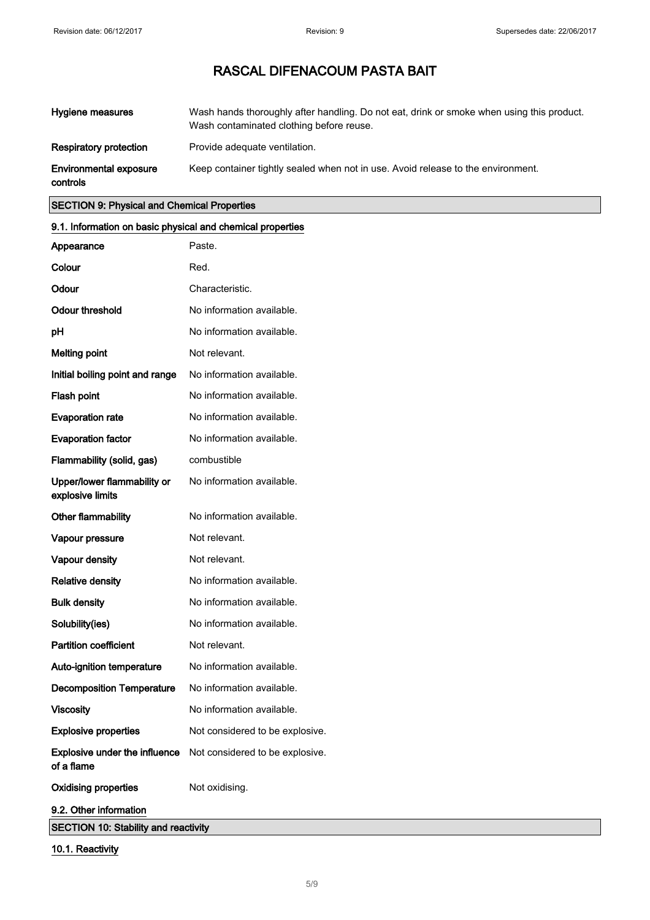| | |
|---|---|
| **Hygiene measures** | Wash hands thoroughly after handling. Do not eat, drink or smoke when using this product. Wash contaminated clothing before reuse. |
| **Respiratory protection** | Provide adequate ventilation. |
| **Environmental exposure controls** | Keep container tightly sealed when not in use. Avoid release to the environment. |

## SECTION 9: Physical and Chemical Properties

### 9.1. Information on basic physical and chemical properties

| | |
|---|---|
| **Appearance** | Paste. |
| **Colour** | Red. |
| **Odour** | Characteristic. |
| **Odour threshold** | No information available. |
| **pH** | No information available. |
| **Melting point** | Not relevant. |
| **Initial boiling point and range** | No information available. |
| **Flash point** | No information available. |
| **Evaporation rate** | No information available. |
| **Evaporation factor** | No information available. |
| **Flammability (solid, gas)** | combustible |
| **Upper/lower flammability or explosive limits** | No information available. |
| **Other flammability** | No information available. |
| **Vapour pressure** | Not relevant. |
| **Vapour density** | Not relevant. |
| **Relative density** | No information available. |
| **Bulk density** | No information available. |
| **Solubility(ies)** | No information available. |
| **Partition coefficient** | Not relevant. |
| **Auto-ignition temperature** | No information available. |
| **Decomposition Temperature** | No information available. |
| **Viscosity** | No information available. |
| **Explosive properties** | Not considered to be explosive. |
| **Explosive under the influence of a flame** | Not considered to be explosive. |
| **Oxidising properties** | Not oxidising. |

### 9.2. Other information

## SECTION 10: Stability and reactivity

### 10.1. Reactivity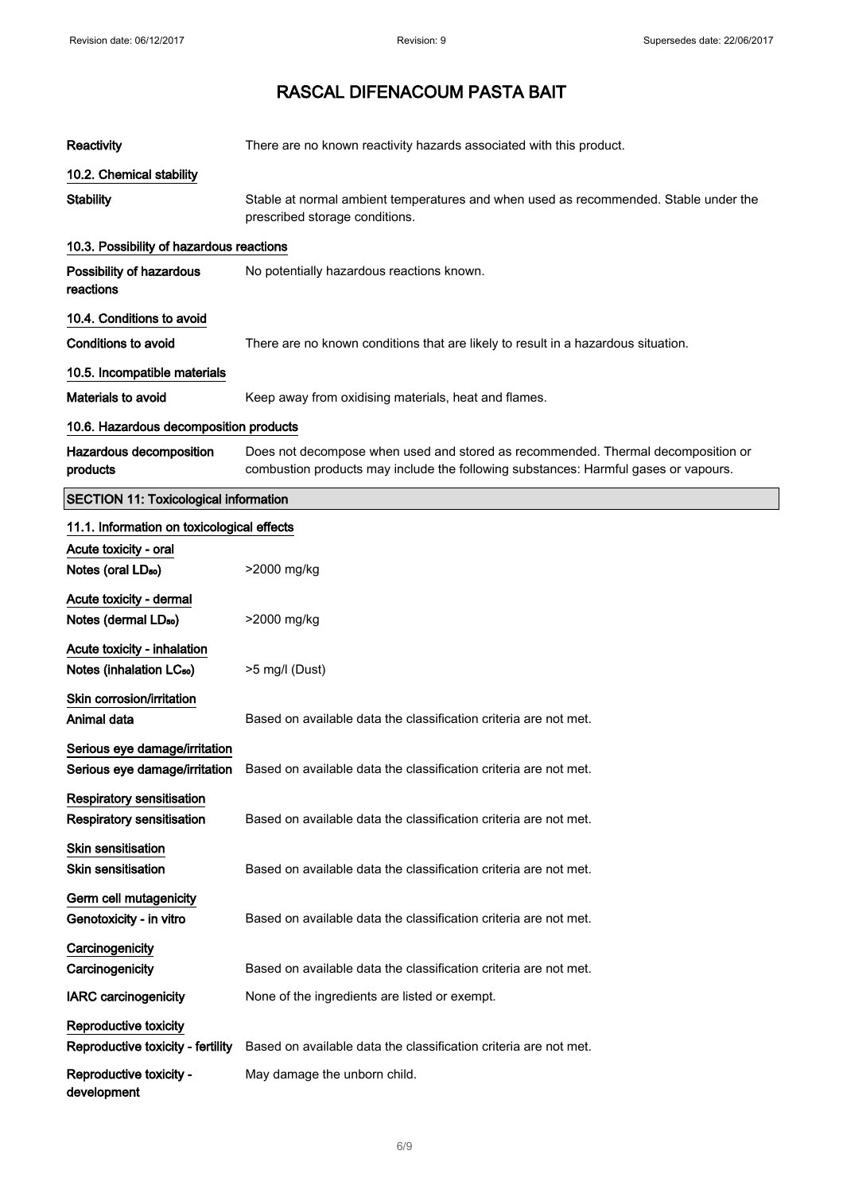# RASCAL DIFENACOUM PASTA BAIT

| | |
|---|---|
| **Reactivity** | There are no known reactivity hazards associated with this product. |

**10.2. Chemical stability**

| | |
|---|---|
| **Stability** | Stable at normal ambient temperatures and when used as recommended. Stable under the prescribed storage conditions. |

**10.3. Possibility of hazardous reactions**

| | |
|---|---|
| **Possibility of hazardous reactions** | No potentially hazardous reactions known. |

**10.4. Conditions to avoid**

| | |
|---|---|
| **Conditions to avoid** | There are no known conditions that are likely to result in a hazardous situation. |

**10.5. Incompatible materials**

| | |
|---|---|
| **Materials to avoid** | Keep away from oxidising materials, heat and flames. |

**10.6. Hazardous decomposition products**

| | |
|---|---|
| **Hazardous decomposition products** | Does not decompose when used and stored as recommended. Thermal decomposition or combustion products may include the following substances: Harmful gases or vapours. |

## SECTION 11: Toxicological information

**11.1. Information on toxicological effects**

**Acute toxicity - oral**

| | |
|---|---|
| **Notes (oral $LD_{50}$)** | >2000 mg/kg |

**Acute toxicity - dermal**

| | |
|---|---|
| **Notes (dermal $LD_{50}$)** | >2000 mg/kg |

**Acute toxicity - inhalation**

| | |
|---|---|
| **Notes (inhalation $LC_{50}$)** | >5 mg/l (Dust) |

**Skin corrosion/irritation**

| | |
|---|---|
| **Animal data** | Based on available data the classification criteria are not met. |

**Serious eye damage/irritation**

| | |
|---|---|
| **Serious eye damage/irritation** | Based on available data the classification criteria are not met. |

**Respiratory sensitisation**

| | |
|---|---|
| **Respiratory sensitisation** | Based on available data the classification criteria are not met. |

**Skin sensitisation**

| | |
|---|---|
| **Skin sensitisation** | Based on available data the classification criteria are not met. |

**Germ cell mutagenicity**

| | |
|---|---|
| **Genotoxicity - in vitro** | Based on available data the classification criteria are not met. |

**Carcinogenicity**

| | |
|---|---|
| **Carcinogenicity** | Based on available data the classification criteria are not met. |
| **IARC carcinogenicity** | None of the ingredients are listed or exempt. |

**Reproductive toxicity**

| | |
|---|---|
| **Reproductive toxicity - fertility** | Based on available data the classification criteria are not met. |
| **Reproductive toxicity - development** | May damage the unborn child. |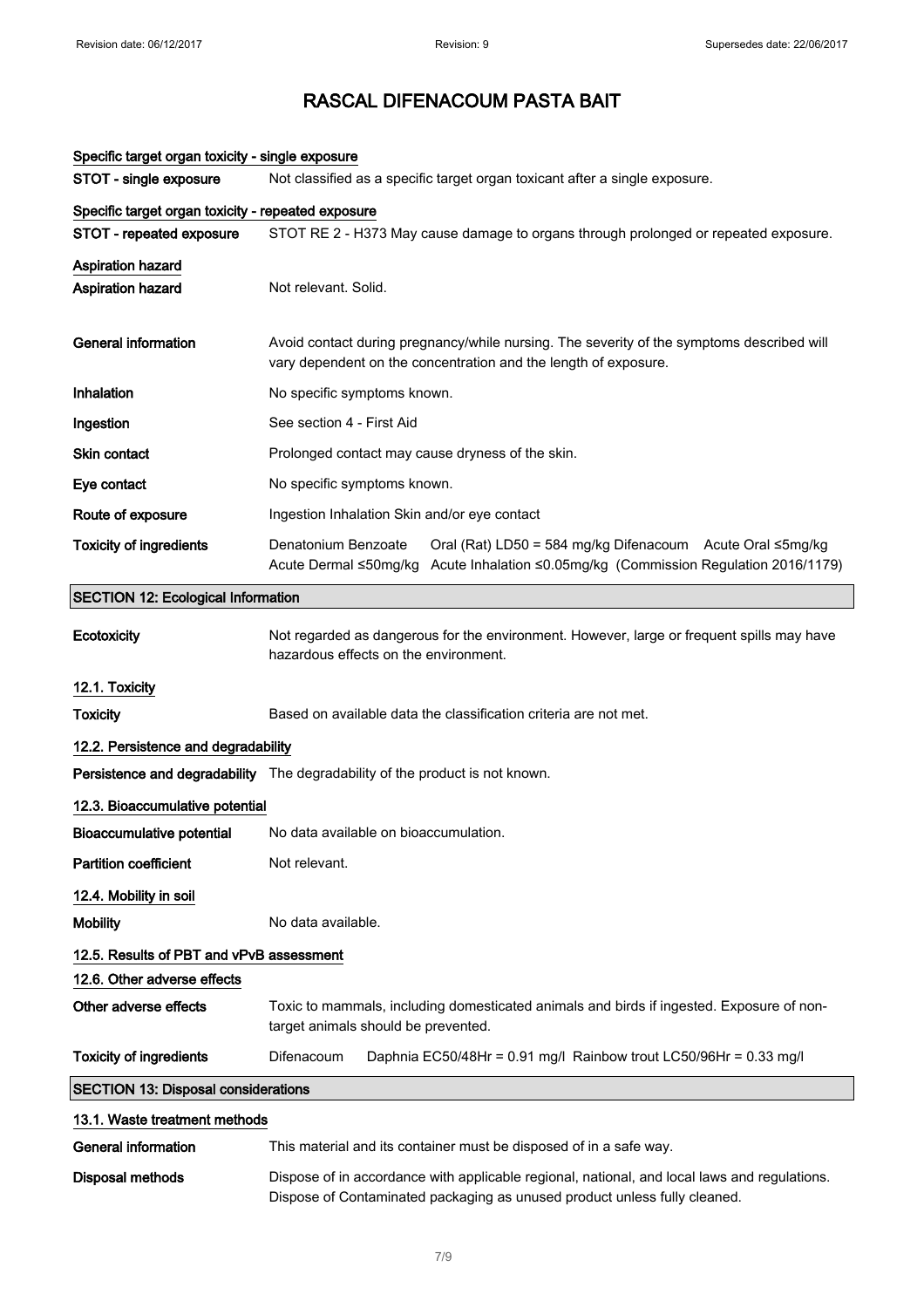# RASCAL DIFENACOUM PASTA BAIT

**Specific target organ toxicity - single exposure**

| | |
|---|---|
| **STOT - single exposure** | Not classified as a specific target organ toxicant after a single exposure. |

**Specific target organ toxicity - repeated exposure**

| | |
|---|---|
| **STOT - repeated exposure** | STOT RE 2 - H373 May cause damage to organs through prolonged or repeated exposure. |

**Aspiration hazard**

| | |
|---|---|
| **Aspiration hazard** | Not relevant. Solid. |
| **General information** | Avoid contact during pregnancy/while nursing. The severity of the symptoms described will vary dependent on the concentration and the length of exposure. |
| **Inhalation** | No specific symptoms known. |
| **Ingestion** | See section 4 - First Aid |
| **Skin contact** | Prolonged contact may cause dryness of the skin. |
| **Eye contact** | No specific symptoms known. |
| **Route of exposure** | Ingestion Inhalation Skin and/or eye contact |
| **Toxicity of ingredients** | Denatonium Benzoate Oral (Rat) LD50 = 584 mg/kg Difenacoum Acute Oral ≤5mg/kg Acute Dermal ≤50mg/kg Acute Inhalation ≤0.05mg/kg (Commission Regulation 2016/1179) |

## SECTION 12: Ecological Information

| | |
|---|---|
| **Ecotoxicity** | Not regarded as dangerous for the environment. However, large or frequent spills may have hazardous effects on the environment. |

**12.1. Toxicity**

| | |
|---|---|
| **Toxicity** | Based on available data the classification criteria are not met. |

**12.2. Persistence and degradability**

| | |
|---|---|
| **Persistence and degradability** | The degradability of the product is not known. |

**12.3. Bioaccumulative potential**

| | |
|---|---|
| **Bioaccumulative potential** | No data available on bioaccumulation. |
| **Partition coefficient** | Not relevant. |

**12.4. Mobility in soil**

| | |
|---|---|
| **Mobility** | No data available. |

**12.5. Results of PBT and vPvB assessment**

**12.6. Other adverse effects**

| | |
|---|---|
| **Other adverse effects** | Toxic to mammals, including domesticated animals and birds if ingested. Exposure of non-target animals should be prevented. |
| **Toxicity of ingredients** | Difenacoum Daphnia EC50/48Hr = 0.91 mg/l Rainbow trout LC50/96Hr = 0.33 mg/l |

## SECTION 13: Disposal considerations

**13.1. Waste treatment methods**

| | |
|---|---|
| **General information** | This material and its container must be disposed of in a safe way. |
| **Disposal methods** | Dispose of in accordance with applicable regional, national, and local laws and regulations. Dispose of Contaminated packaging as unused product unless fully cleaned. |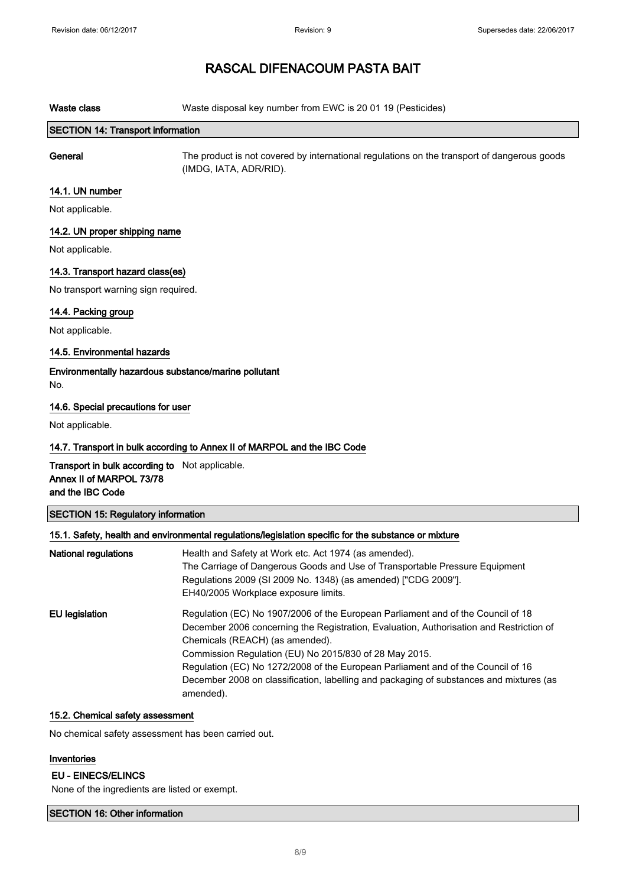**Waste class** Waste disposal key number from EWC is 20 01 19 (Pesticides)

## SECTION 14: Transport information

**General** The product is not covered by international regulations on the transport of dangerous goods (IMDG, IATA, ADR/RID).

### 14.1. UN number

Not applicable.

### 14.2. UN proper shipping name

Not applicable.

### 14.3. Transport hazard class(es)

No transport warning sign required.

### 14.4. Packing group

Not applicable.

### 14.5. Environmental hazards

**Environmentally hazardous substance/marine pollutant**

No.

### 14.6. Special precautions for user

Not applicable.

### 14.7. Transport in bulk according to Annex II of MARPOL and the IBC Code

**Transport in bulk according to Annex II of MARPOL 73/78 and the IBC Code** Not applicable.

## SECTION 15: Regulatory information

### 15.1. Safety, health and environmental regulations/legislation specific for the substance or mixture

**National regulations**

Health and Safety at Work etc. Act 1974 (as amended).
The Carriage of Dangerous Goods and Use of Transportable Pressure Equipment Regulations 2009 (SI 2009 No. 1348) (as amended) ["CDG 2009"].
EH40/2005 Workplace exposure limits.

**EU legislation**

Regulation (EC) No 1907/2006 of the European Parliament and of the Council of 18 December 2006 concerning the Registration, Evaluation, Authorisation and Restriction of Chemicals (REACH) (as amended).
Commission Regulation (EU) No 2015/830 of 28 May 2015.
Regulation (EC) No 1272/2008 of the European Parliament and of the Council of 16 December 2008 on classification, labelling and packaging of substances and mixtures (as amended).

### 15.2. Chemical safety assessment

No chemical safety assessment has been carried out.

### Inventories

**EU - EINECS/ELINCS**

None of the ingredients are listed or exempt.

## SECTION 16: Other information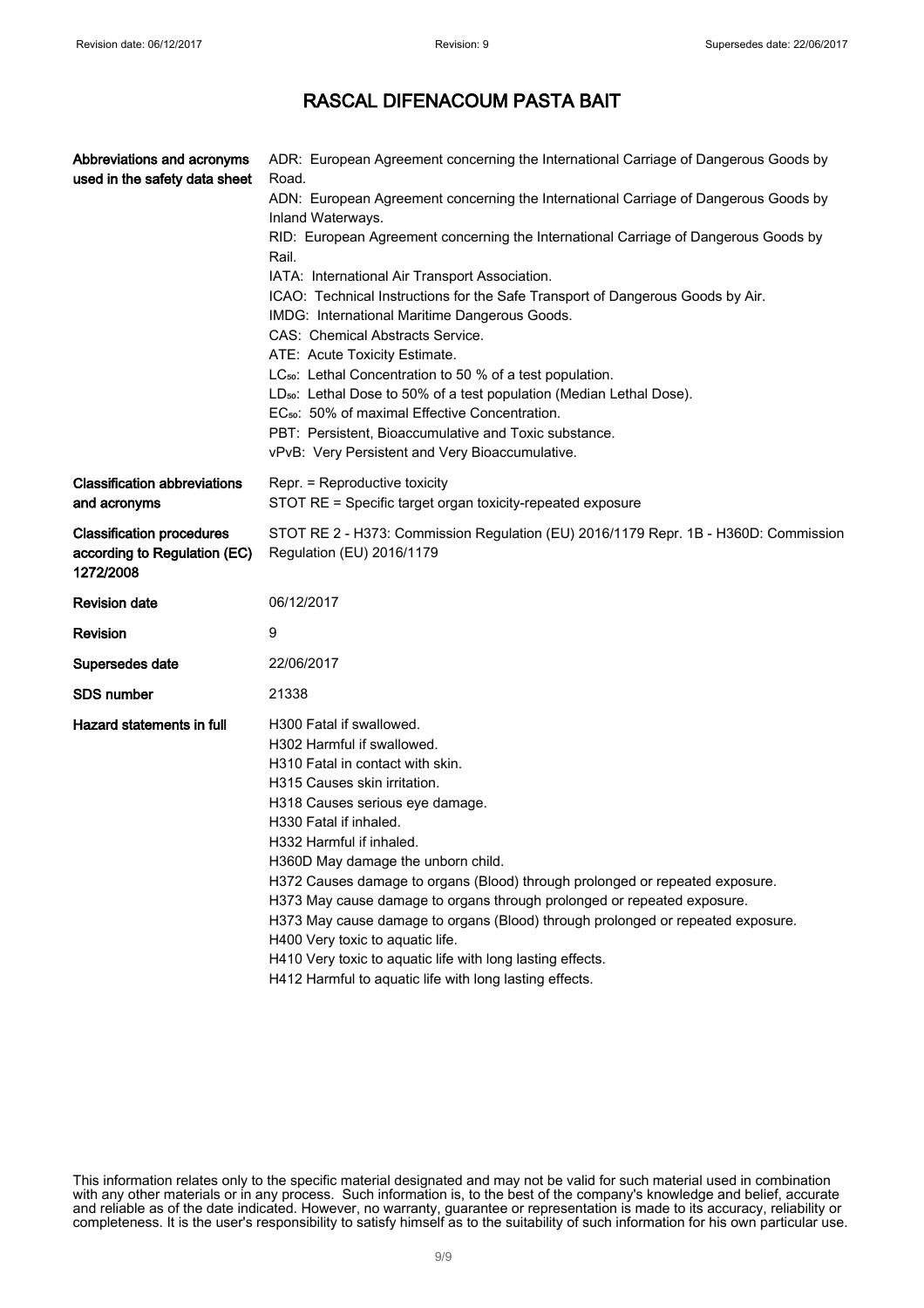# RASCAL DIFENACOUM PASTA BAIT

| | |
|---|---|
| **Abbreviations and acronyms used in the safety data sheet** | ADR: European Agreement concerning the International Carriage of Dangerous Goods by Road.<br>ADN: European Agreement concerning the International Carriage of Dangerous Goods by Inland Waterways.<br>RID: European Agreement concerning the International Carriage of Dangerous Goods by Rail.<br>IATA: International Air Transport Association.<br>ICAO: Technical Instructions for the Safe Transport of Dangerous Goods by Air.<br>IMDG: International Maritime Dangerous Goods.<br>CAS: Chemical Abstracts Service.<br>ATE: Acute Toxicity Estimate.<br>$LC_{50}$: Lethal Concentration to 50 % of a test population.<br>$LD_{50}$: Lethal Dose to 50% of a test population (Median Lethal Dose).<br>$EC_{50}$: 50% of maximal Effective Concentration.<br>PBT: Persistent, Bioaccumulative and Toxic substance.<br>vPvB: Very Persistent and Very Bioaccumulative. |
| **Classification abbreviations and acronyms** | Repr. = Reproductive toxicity<br>STOT RE = Specific target organ toxicity-repeated exposure |
| **Classification procedures according to Regulation (EC) 1272/2008** | STOT RE 2 - H373: Commission Regulation (EU) 2016/1179 Repr. 1B - H360D: Commission Regulation (EU) 2016/1179 |
| **Revision date** | 06/12/2017 |
| **Revision** | 9 |
| **Supersedes date** | 22/06/2017 |
| **SDS number** | 21338 |
| **Hazard statements in full** | H300 Fatal if swallowed.<br>H302 Harmful if swallowed.<br>H310 Fatal in contact with skin.<br>H315 Causes skin irritation.<br>H318 Causes serious eye damage.<br>H330 Fatal if inhaled.<br>H332 Harmful if inhaled.<br>H360D May damage the unborn child.<br>H372 Causes damage to organs (Blood) through prolonged or repeated exposure.<br>H373 May cause damage to organs through prolonged or repeated exposure.<br>H373 May cause damage to organs (Blood) through prolonged or repeated exposure.<br>H400 Very toxic to aquatic life.<br>H410 Very toxic to aquatic life with long lasting effects.<br>H412 Harmful to aquatic life with long lasting effects. |

This information relates only to the specific material designated and may not be valid for such material used in combination with any other materials or in any process. Such information is, to the best of the company's knowledge and belief, accurate and reliable as of the date indicated. However, no warranty, guarantee or representation is made to its accuracy, reliability or completeness. It is the user's responsibility to satisfy himself as to the suitability of such information for his own particular use.